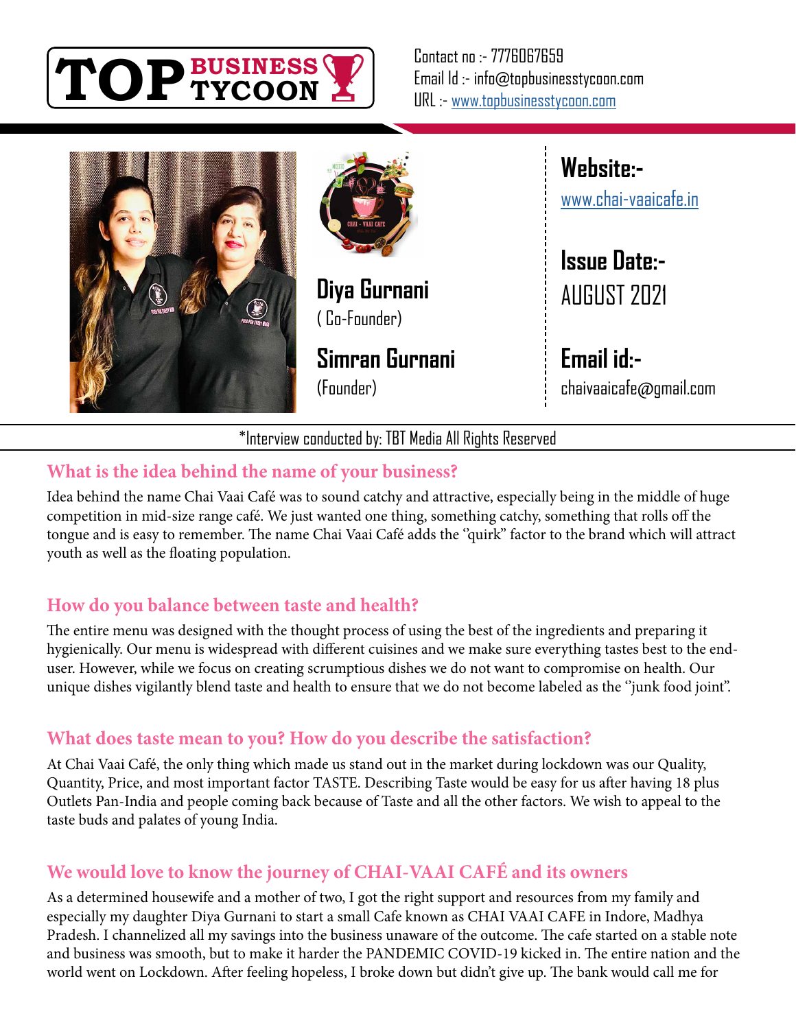**TOP BUSINESS TYCOON**

Contact no :- 7776067659
Email Id :- info@topbusinesstycoon.com
URL :- www.topbusinesstycoon.com

**Diya Gurnani**
( Co-Founder)

**Simran Gurnani**
(Founder)

**Website:-**
www.chai-vaaicafe.in

**Issue Date:-**
AUGUST 2021

**Email id:-**
chaivaaicafe@gmail.com

*Interview conducted by: TBT Media All Rights Reserved

## What is the idea behind the name of your business?

Idea behind the name Chai Vaai Café was to sound catchy and attractive, especially being in the middle of huge competition in mid-size range café. We just wanted one thing, something catchy, something that rolls off the tongue and is easy to remember. The name Chai Vaai Café adds the ''quirk" factor to the brand which will attract youth as well as the floating population.

## How do you balance between taste and health?

The entire menu was designed with the thought process of using the best of the ingredients and preparing it hygienically. Our menu is widespread with different cuisines and we make sure everything tastes best to the end-user. However, while we focus on creating scrumptious dishes we do not want to compromise on health. Our unique dishes vigilantly blend taste and health to ensure that we do not become labeled as the ''junk food joint".

## What does taste mean to you? How do you describe the satisfaction?

At Chai Vaai Café, the only thing which made us stand out in the market during lockdown was our Quality, Quantity, Price, and most important factor TASTE. Describing Taste would be easy for us after having 18 plus Outlets Pan-India and people coming back because of Taste and all the other factors. We wish to appeal to the taste buds and palates of young India.

## We would love to know the journey of CHAI-VAAI CAFÉ and its owners

As a determined housewife and a mother of two, I got the right support and resources from my family and especially my daughter Diya Gurnani to start a small Cafe known as CHAI VAAI CAFE in Indore, Madhya Pradesh. I channelized all my savings into the business unaware of the outcome. The cafe started on a stable note and business was smooth, but to make it harder the PANDEMIC COVID-19 kicked in. The entire nation and the world went on Lockdown. After feeling hopeless, I broke down but didn't give up. The bank would call me for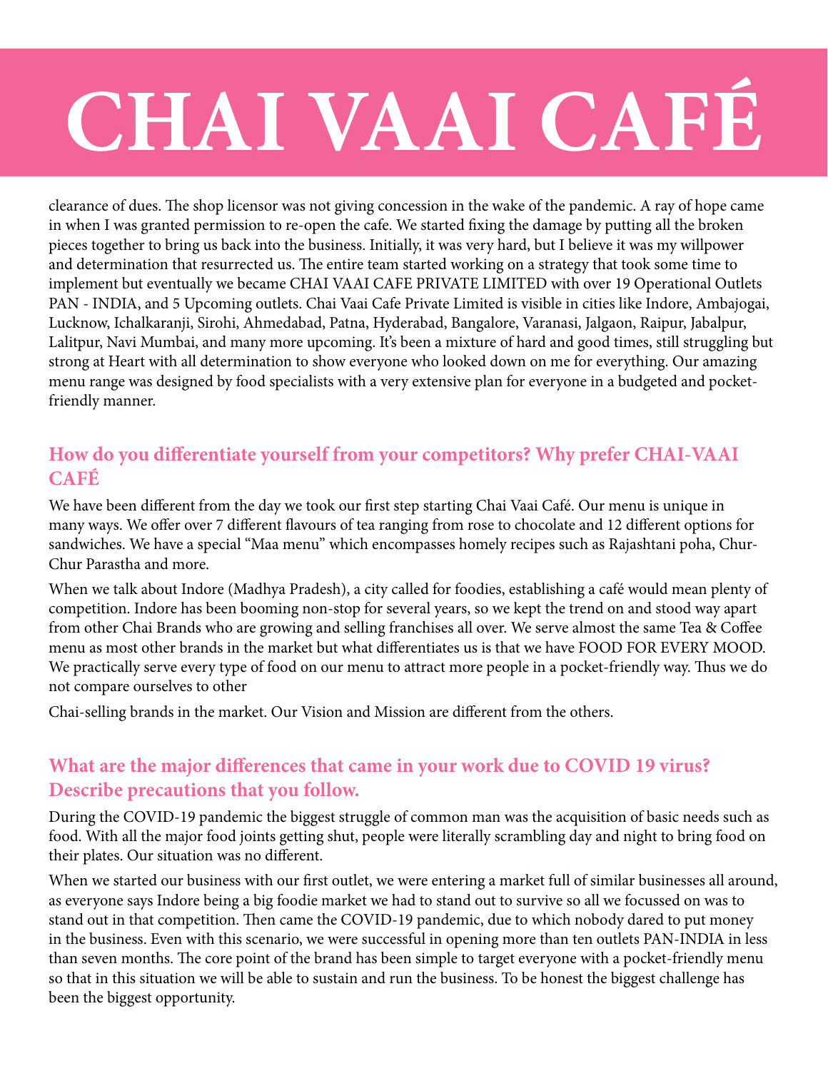clearance of dues. The shop licensor was not giving concession in the wake of the pandemic. A ray of hope came in when I was granted permission to re-open the cafe. We started fixing the damage by putting all the broken pieces together to bring us back into the business. Initially, it was very hard, but I believe it was my willpower and determination that resurrected us. The entire team started working on a strategy that took some time to implement but eventually we became CHAI VAAI CAFE PRIVATE LIMITED with over 19 Operational Outlets PAN - INDIA, and 5 Upcoming outlets. Chai Vaai Cafe Private Limited is visible in cities like Indore, Ambajogai, Lucknow, Ichalkaranji, Sirohi, Ahmedabad, Patna, Hyderabad, Bangalore, Varanasi, Jalgaon, Raipur, Jabalpur, Lalitpur, Navi Mumbai, and many more upcoming. It's been a mixture of hard and good times, still struggling but strong at Heart with all determination to show everyone who looked down on me for everything. Our amazing menu range was designed by food specialists with a very extensive plan for everyone in a budgeted and pocket-friendly manner.

## How do you differentiate yourself from your competitors? Why prefer CHAI-VAAI CAFÉ

We have been different from the day we took our first step starting Chai Vaai Café. Our menu is unique in many ways. We offer over 7 different flavours of tea ranging from rose to chocolate and 12 different options for sandwiches. We have a special "Maa menu" which encompasses homely recipes such as Rajashtani poha, Chur-Chur Parastha and more.

When we talk about Indore (Madhya Pradesh), a city called for foodies, establishing a café would mean plenty of competition. Indore has been booming non-stop for several years, so we kept the trend on and stood way apart from other Chai Brands who are growing and selling franchises all over. We serve almost the same Tea & Coffee menu as most other brands in the market but what differentiates us is that we have FOOD FOR EVERY MOOD. We practically serve every type of food on our menu to attract more people in a pocket-friendly way. Thus we do not compare ourselves to other

Chai-selling brands in the market. Our Vision and Mission are different from the others.

## What are the major differences that came in your work due to COVID 19 virus? Describe precautions that you follow.

During the COVID-19 pandemic the biggest struggle of common man was the acquisition of basic needs such as food. With all the major food joints getting shut, people were literally scrambling day and night to bring food on their plates. Our situation was no different.

When we started our business with our first outlet, we were entering a market full of similar businesses all around, as everyone says Indore being a big foodie market we had to stand out to survive so all we focussed on was to stand out in that competition. Then came the COVID-19 pandemic, due to which nobody dared to put money in the business. Even with this scenario, we were successful in opening more than ten outlets PAN-INDIA in less than seven months. The core point of the brand has been simple to target everyone with a pocket-friendly menu so that in this situation we will be able to sustain and run the business. To be honest the biggest challenge has been the biggest opportunity.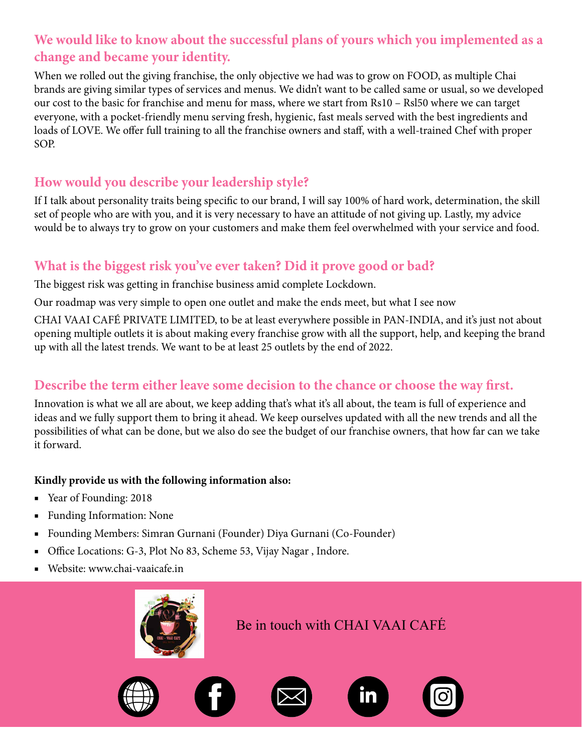## We would like to know about the successful plans of yours which you implemented as a change and became your identity.

When we rolled out the giving franchise, the only objective we had was to grow on FOOD, as multiple Chai brands are giving similar types of services and menus. We didn't want to be called same or usual, so we developed our cost to the basic for franchise and menu for mass, where we start from Rs10 – Rsl50 where we can target everyone, with a pocket-friendly menu serving fresh, hygienic, fast meals served with the best ingredients and loads of LOVE. We offer full training to all the franchise owners and staff, with a well-trained Chef with proper SOP.

## How would you describe your leadership style?

If I talk about personality traits being specific to our brand, I will say 100% of hard work, determination, the skill set of people who are with you, and it is very necessary to have an attitude of not giving up. Lastly, my advice would be to always try to grow on your customers and make them feel overwhelmed with your service and food.

## What is the biggest risk you've ever taken? Did it prove good or bad?

The biggest risk was getting in franchise business amid complete Lockdown.

Our roadmap was very simple to open one outlet and make the ends meet, but what I see now

CHAI VAAI CAFÉ PRIVATE LIMITED, to be at least everywhere possible in PAN-INDIA, and it's just not about opening multiple outlets it is about making every franchise grow with all the support, help, and keeping the brand up with all the latest trends. We want to be at least 25 outlets by the end of 2022.

## Describe the term either leave some decision to the chance or choose the way first.

Innovation is what we all are about, we keep adding that's what it's all about, the team is full of experience and ideas and we fully support them to bring it ahead. We keep ourselves updated with all the new trends and all the possibilities of what can be done, but we also do see the budget of our franchise owners, that how far can we take it forward.

**Kindly provide us with the following information also:**

- Year of Founding: 2018
- Funding Information: None
- Founding Members: Simran Gurnani (Founder) Diya Gurnani (Co-Founder)
- Office Locations: G-3, Plot No 83, Scheme 53, Vijay Nagar , Indore.
- Website: www.chai-vaaicafe.in

Be in touch with CHAI VAAI CAFÉ